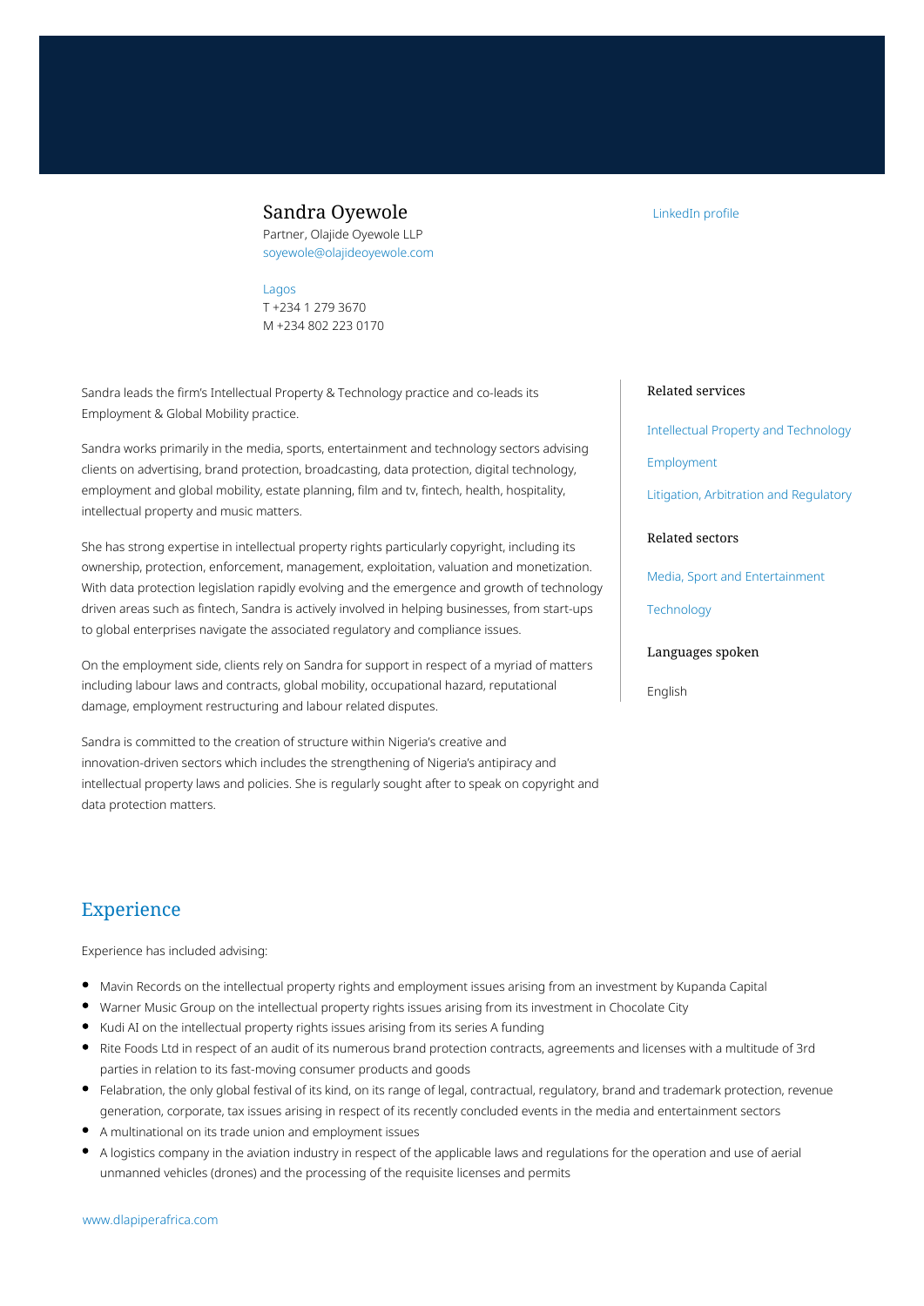# Sandra Oyewole

Partner, Olajide Oyewole LLP
soyewole@olajideoyewole.com

Lagos
T +234 1 279 3670
M +234 802 223 0170

LinkedIn profile

Sandra leads the firm's Intellectual Property & Technology practice and co-leads its Employment & Global Mobility practice.

Sandra works primarily in the media, sports, entertainment and technology sectors advising clients on advertising, brand protection, broadcasting, data protection, digital technology, employment and global mobility, estate planning, film and tv, fintech, health, hospitality, intellectual property and music matters.

She has strong expertise in intellectual property rights particularly copyright, including its ownership, protection, enforcement, management, exploitation, valuation and monetization. With data protection legislation rapidly evolving and the emergence and growth of technology driven areas such as fintech, Sandra is actively involved in helping businesses, from start-ups to global enterprises navigate the associated regulatory and compliance issues.

On the employment side, clients rely on Sandra for support in respect of a myriad of matters including labour laws and contracts, global mobility, occupational hazard, reputational damage, employment restructuring and labour related disputes.

Sandra is committed to the creation of structure within Nigeria's creative and innovation-driven sectors which includes the strengthening of Nigeria's antipiracy and intellectual property laws and policies. She is regularly sought after to speak on copyright and data protection matters.

### Related services

Intellectual Property and Technology

Employment

Litigation, Arbitration and Regulatory

### Related sectors

Media, Sport and Entertainment

Technology

### Languages spoken

English

## Experience

Experience has included advising:

- Mavin Records on the intellectual property rights and employment issues arising from an investment by Kupanda Capital
- Warner Music Group on the intellectual property rights issues arising from its investment in Chocolate City
- Kudi AI on the intellectual property rights issues arising from its series A funding
- Rite Foods Ltd in respect of an audit of its numerous brand protection contracts, agreements and licenses with a multitude of 3rd parties in relation to its fast-moving consumer products and goods
- Felabration, the only global festival of its kind, on its range of legal, contractual, regulatory, brand and trademark protection, revenue generation, corporate, tax issues arising in respect of its recently concluded events in the media and entertainment sectors
- A multinational on its trade union and employment issues
- A logistics company in the aviation industry in respect of the applicable laws and regulations for the operation and use of aerial unmanned vehicles (drones) and the processing of the requisite licenses and permits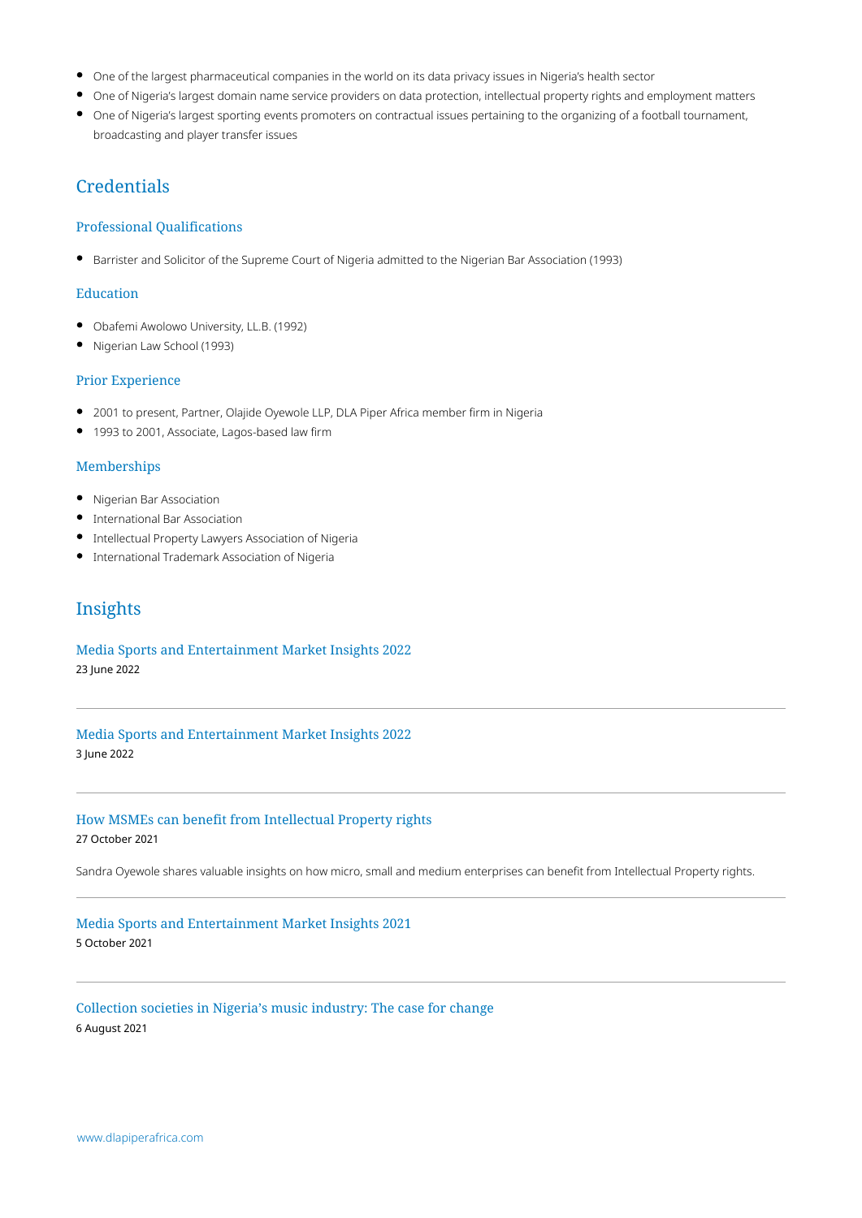- One of the largest pharmaceutical companies in the world on its data privacy issues in Nigeria's health sector
- One of Nigeria's largest domain name service providers on data protection, intellectual property rights and employment matters
- One of Nigeria's largest sporting events promoters on contractual issues pertaining to the organizing of a football tournament, broadcasting and player transfer issues

## Credentials

### Professional Qualifications

- Barrister and Solicitor of the Supreme Court of Nigeria admitted to the Nigerian Bar Association (1993)

### Education

- Obafemi Awolowo University, LL.B. (1992)
- Nigerian Law School (1993)

### Prior Experience

- 2001 to present, Partner, Olajide Oyewole LLP, DLA Piper Africa member firm in Nigeria
- 1993 to 2001, Associate, Lagos-based law firm

### Memberships

- Nigerian Bar Association
- International Bar Association
- Intellectual Property Lawyers Association of Nigeria
- International Trademark Association of Nigeria

## Insights

### Media Sports and Entertainment Market Insights 2022

23 June 2022

---

### Media Sports and Entertainment Market Insights 2022

3 June 2022

---

### How MSMEs can benefit from Intellectual Property rights

27 October 2021

Sandra Oyewole shares valuable insights on how micro, small and medium enterprises can benefit from Intellectual Property rights.

---

### Media Sports and Entertainment Market Insights 2021

5 October 2021

---

### Collection societies in Nigeria's music industry: The case for change

6 August 2021